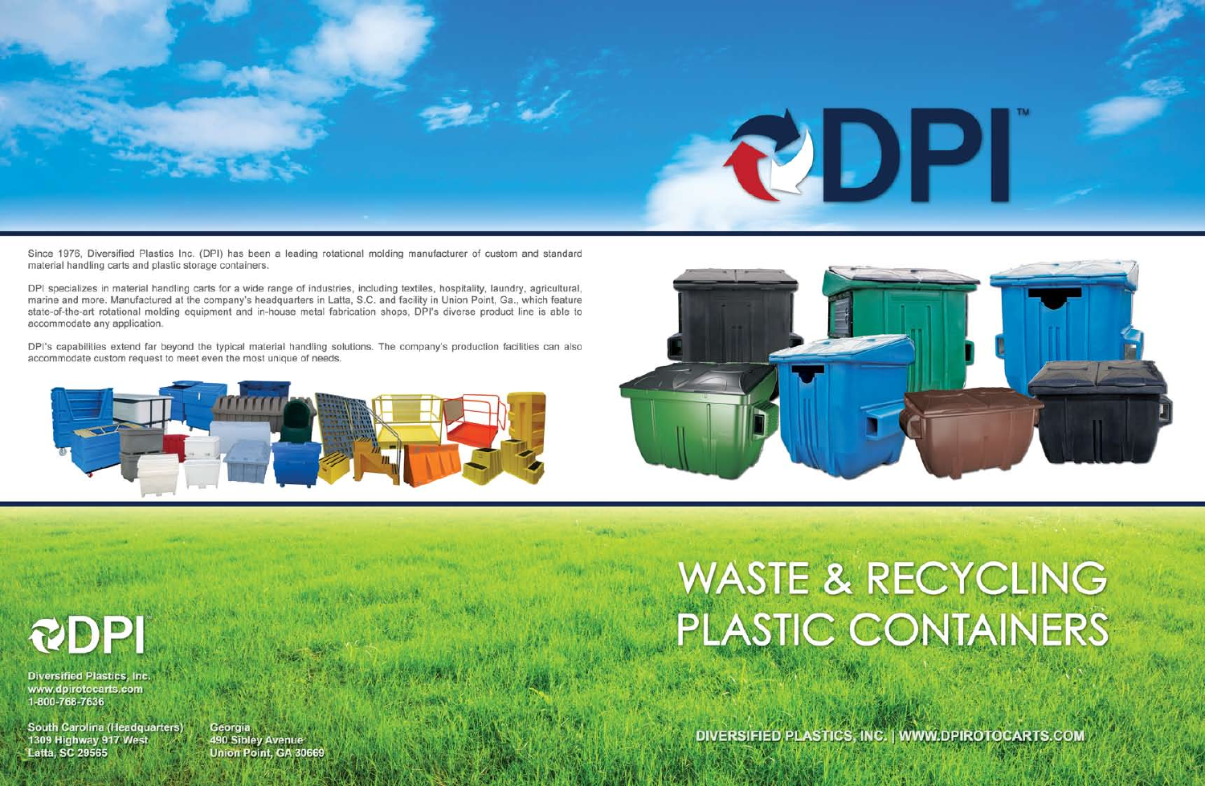# DPI™

Since 1976, Diversified Plastics Inc. (DPI) has been a leading rotational molding manufacturer of custom and standard material handling carts and plastic storage containers.

DPI specializes in material handling carts for a wide range of industries, including textiles, hospitality, laundry, agricultural, marine and more. Manufactured at the company's headquarters in Latta, S.C. and facility in Union Point, Ga., which feature state-of-the-art rotational molding equipment and in-house metal fabrication shops, DPI's diverse product line is able to accommodate any application.

DPI's capabilities extend far beyond the typical material handling solutions. The company's production facilities can also accommodate custom request to meet even the most unique of needs.

**DPI**

**Diversified Plastics, Inc.**
www.dpirotocarts.com
1-800-768-7636

**South Carolina (Headquarters)**
1309 Highway 917 West
Latta, SC 29565

**Georgia**
490 Sibley Avenue
Union Point, GA 30669

# WASTE & RECYCLING PLASTIC CONTAINERS

DIVERSIFIED PLASTICS, INC. | WWW.DPIROTOCARTS.COM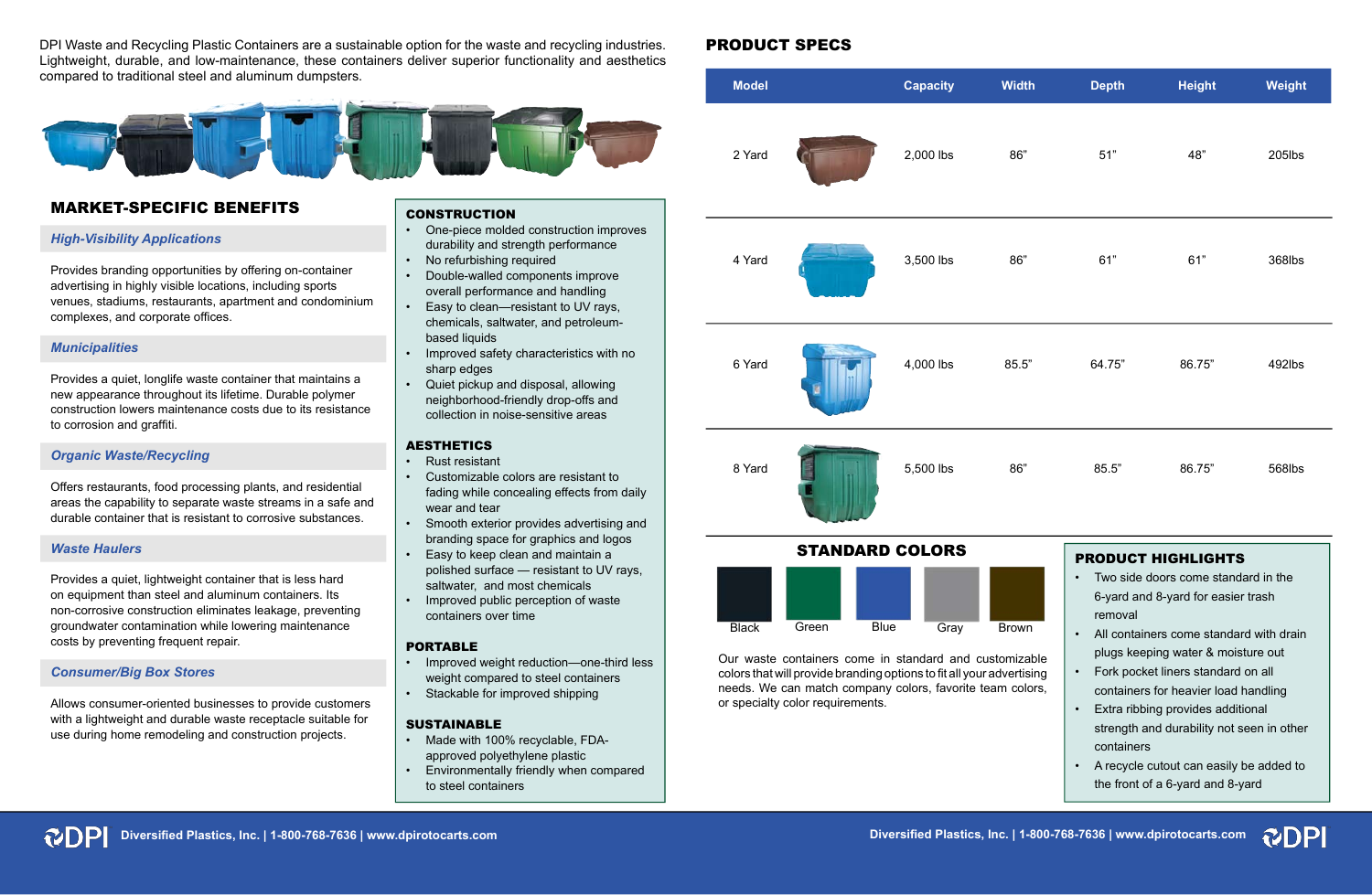DPI Waste and Recycling Plastic Containers are a sustainable option for the waste and recycling industries. Lightweight, durable, and low-maintenance, these containers deliver superior functionality and aesthetics compared to traditional steel and aluminum dumpsters.

## MARKET-SPECIFIC BENEFITS

### *High-Visibility Applications*

Provides branding opportunities by offering on-container advertising in highly visible locations, including sports venues, stadiums, restaurants, apartment and condominium complexes, and corporate offices.

### *Municipalities*

Provides a quiet, longlife waste container that maintains a new appearance throughout its lifetime. Durable polymer construction lowers maintenance costs due to its resistance to corrosion and graffiti.

### *Organic Waste/Recycling*

Offers restaurants, food processing plants, and residential areas the capability to separate waste streams in a safe and durable container that is resistant to corrosive substances.

### *Waste Haulers*

Provides a quiet, lightweight container that is less hard on equipment than steel and aluminum containers. Its non-corrosive construction eliminates leakage, preventing groundwater contamination while lowering maintenance costs by preventing frequent repair.

### *Consumer/Big Box Stores*

Allows consumer-oriented businesses to provide customers with a lightweight and durable waste receptacle suitable for use during home remodeling and construction projects.

### CONSTRUCTION

- One-piece molded construction improves durability and strength performance
- No refurbishing required
- Double-walled components improve overall performance and handling
- Easy to clean—resistant to UV rays, chemicals, saltwater, and petroleum-based liquids
- Improved safety characteristics with no sharp edges
- Quiet pickup and disposal, allowing neighborhood-friendly drop-offs and collection in noise-sensitive areas

### AESTHETICS

- Rust resistant
- Customizable colors are resistant to fading while concealing effects from daily wear and tear
- Smooth exterior provides advertising and branding space for graphics and logos
- Easy to keep clean and maintain a polished surface — resistant to UV rays, saltwater, and most chemicals
- Improved public perception of waste containers over time

### PORTABLE

- Improved weight reduction—one-third less weight compared to steel containers
- Stackable for improved shipping

### SUSTAINABLE

- Made with 100% recyclable, FDA-approved polyethylene plastic
- Environmentally friendly when compared to steel containers

## PRODUCT SPECS

| Model | Capacity | Width | Depth | Height | Weight |
|---|---|---|---|---|---|
| 2 Yard | 2,000 lbs | 86" | 51" | 48" | 205lbs |
| 4 Yard | 3,500 lbs | 86" | 61" | 61" | 368lbs |
| 6 Yard | 4,000 lbs | 85.5" | 64.75" | 86.75" | 492lbs |
| 8 Yard | 5,500 lbs | 86" | 85.5" | 86.75" | 568lbs |

## STANDARD COLORS

Black, Green, Blue, Gray, Brown

Our waste containers come in standard and customizable colors that will provide branding options to fit all your advertising needs. We can match company colors, favorite team colors, or specialty color requirements.

## PRODUCT HIGHLIGHTS

- Two side doors come standard in the 6-yard and 8-yard for easier trash removal
- All containers come standard with drain plugs keeping water & moisture out
- Fork pocket liners standard on all containers for heavier load handling
- Extra ribbing provides additional strength and durability not seen in other containers
- A recycle cutout can easily be added to the front of a 6-yard and 8-yard

Diversified Plastics, Inc. | 1-800-768-7636 | www.dpirotocarts.com